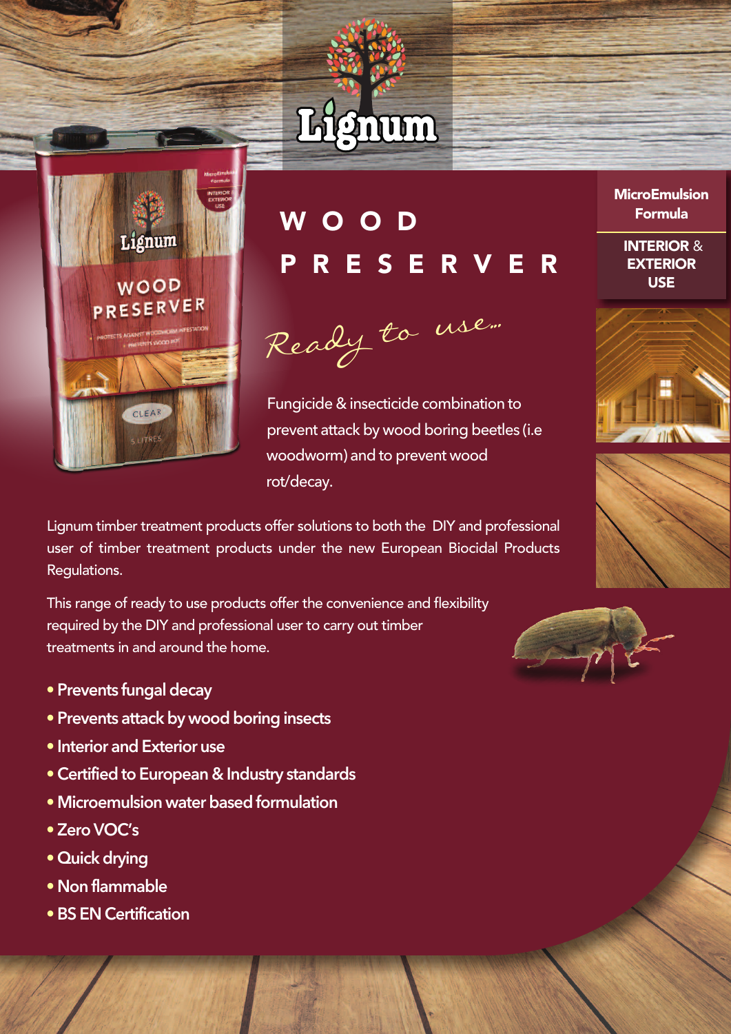# Lignum

**MicroEmulsion Formula**

**INTERIOR & EXTERIOR USE**

## WOOD PRESERVER

*Ready to use...*

Fungicide & insecticide combination to prevent attack by wood boring beetles (i.e woodworm) and to prevent wood rot/decay.

Lignum timber treatment products offer solutions to both the DIY and professional user of timber treatment products under the new European Biocidal Products Regulations.

This range of ready to use products offer the convenience and flexibility required by the DIY and professional user to carry out timber treatments in and around the home.

- **Prevents fungal decay**
- **Prevents attack by wood boring insects**
- **Interior and Exterior use**
- **Certified to European & Industry standards**
- **Microemulsion water based formulation**
- **Zero VOC's**
- **Quick drying**
- **Non flammable**
- **BS EN Certification**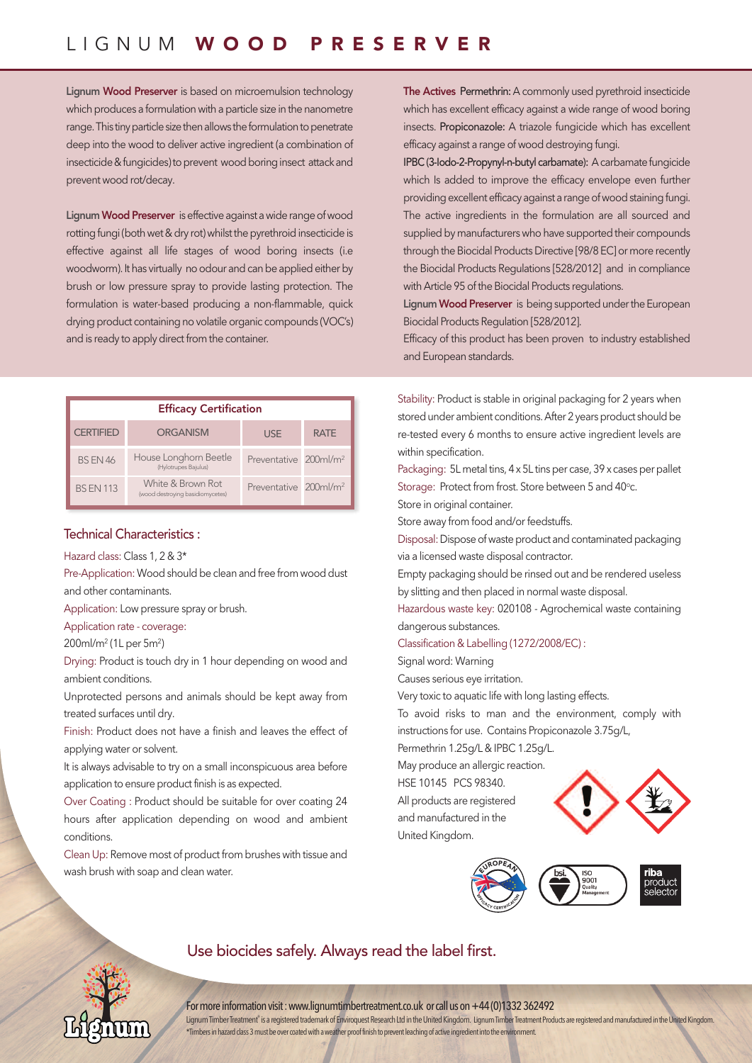# LIGNUM **WOOD PRESERVER**

**Lignum Wood Preserver** is based on microemulsion technology which produces a formulation with a particle size in the nanometre range. This tiny particle size then allows the formulation to penetrate deep into the wood to deliver active ingredient (a combination of insecticide & fungicides) to prevent wood boring insect attack and prevent wood rot/decay.

**Lignum Wood Preserver** is effective against a wide range of wood rotting fungi (both wet & dry rot) whilst the pyrethroid insecticide is effective against all life stages of wood boring insects (i.e woodworm). It has virtually no odour and can be applied either by brush or low pressure spray to provide lasting protection. The formulation is water-based producing a non-flammable, quick drying product containing no volatile organic compounds (VOC's) and is ready to apply direct from the container.

**The Actives** **Permethrin:** A commonly used pyrethroid insecticide which has excellent efficacy against a wide range of wood boring insects. **Propiconazole:** A triazole fungicide which has excellent efficacy against a range of wood destroying fungi.

**IPBC (3-Iodo-2-Propynyl-n-butyl carbamate):** A carbamate fungicide which Is added to improve the efficacy envelope even further providing excellent efficacy against a range of wood staining fungi. The active ingredients in the formulation are all sourced and supplied by manufacturers who have supported their compounds through the Biocidal Products Directive [98/8 EC] or more recently the Biocidal Products Regulations [528/2012] and in compliance with Article 95 of the Biocidal Products regulations.

**Lignum Wood Preserver** is being supported under the European Biocidal Products Regulation [528/2012].

Efficacy of this product has been proven to industry established and European standards.

| Efficacy Certification | | | |
|---|---|---|---|
| CERTIFIED | ORGANISM | USE | RATE |
| BS EN 46 | House Longhorn Beetle (Hylotrupes Bajulus) | Preventative | 200ml/m$^2$ |
| BS EN 113 | White & Brown Rot (wood destroying basidiomycetes) | Preventative | 200ml/m$^2$ |

## Technical Characteristics :

Hazard class: Class 1, 2 & 3*

Pre-Application: Wood should be clean and free from wood dust and other contaminants.

Application: Low pressure spray or brush.

Application rate - coverage:

200ml/m$^2$ (1L per 5m$^2$)

Drying: Product is touch dry in 1 hour depending on wood and ambient conditions.

Unprotected persons and animals should be kept away from treated surfaces until dry.

Finish: Product does not have a finish and leaves the effect of applying water or solvent.

It is always advisable to try on a small inconspicuous area before application to ensure product finish is as expected.

Over Coating : Product should be suitable for over coating 24 hours after application depending on wood and ambient conditions.

Clean Up: Remove most of product from brushes with tissue and wash brush with soap and clean water.

Stability: Product is stable in original packaging for 2 years when stored under ambient conditions. After 2 years product should be re-tested every 6 months to ensure active ingredient levels are within specification.

Packaging: 5L metal tins, 4 x 5L tins per case, 39 x cases per pallet

Storage: Protect from frost. Store between 5 and 40°c.

Store in original container.

Store away from food and/or feedstuffs.

Disposal: Dispose of waste product and contaminated packaging via a licensed waste disposal contractor.

Empty packaging should be rinsed out and be rendered useless by slitting and then placed in normal waste disposal.

Hazardous waste key: 020108 - Agrochemical waste containing dangerous substances.

Classification & Labelling (1272/2008/EC) :

Signal word: Warning

Causes serious eye irritation.

Very toxic to aquatic life with long lasting effects.

To avoid risks to man and the environment, comply with instructions for use. Contains Propiconazole 3.75g/L, Permethrin 1.25g/L & IPBC 1.25g/L.

May produce an allergic reaction.

HSE 10145 PCS 98340.

All products are registered and manufactured in the United Kingdom.

Use biocides safely. Always read the label first.

For more information visit : www.lignumtimbertreatment.co.uk or call us on +44 (0)1332 362492

Lignum Timber Treatment® is a registered trademark of Enviroquest Research Ltd in the United Kingdom. Lignum Timber Treatment Products are registered and manufactured in the United Kingdom.

*Timbers in hazard class 3 must be over coated with a weather proof finish to prevent leaching of active ingredient into the environment.